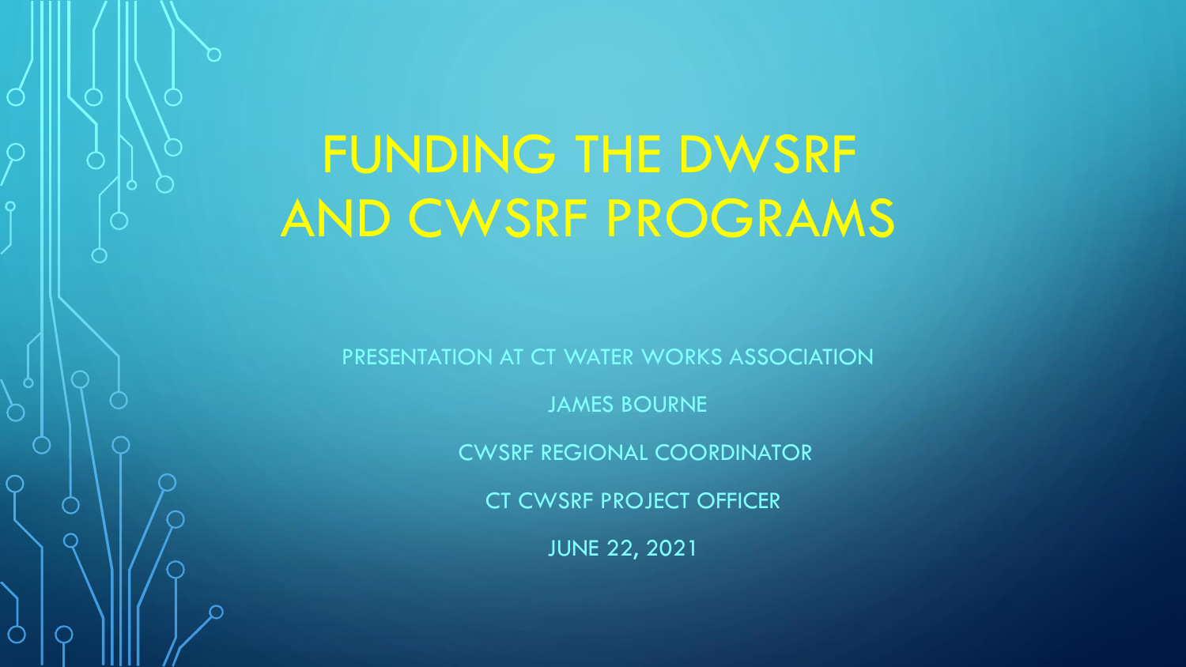# FUNDING THE DWSRF AND CWSRF PROGRAMS

PRESENTATION AT CT WATER WORKS ASSOCIATION

JAMES BOURNE

CWSRF REGIONAL COORDINATOR

CT CWSRF PROJECT OFFICER

JUNE 22, 2021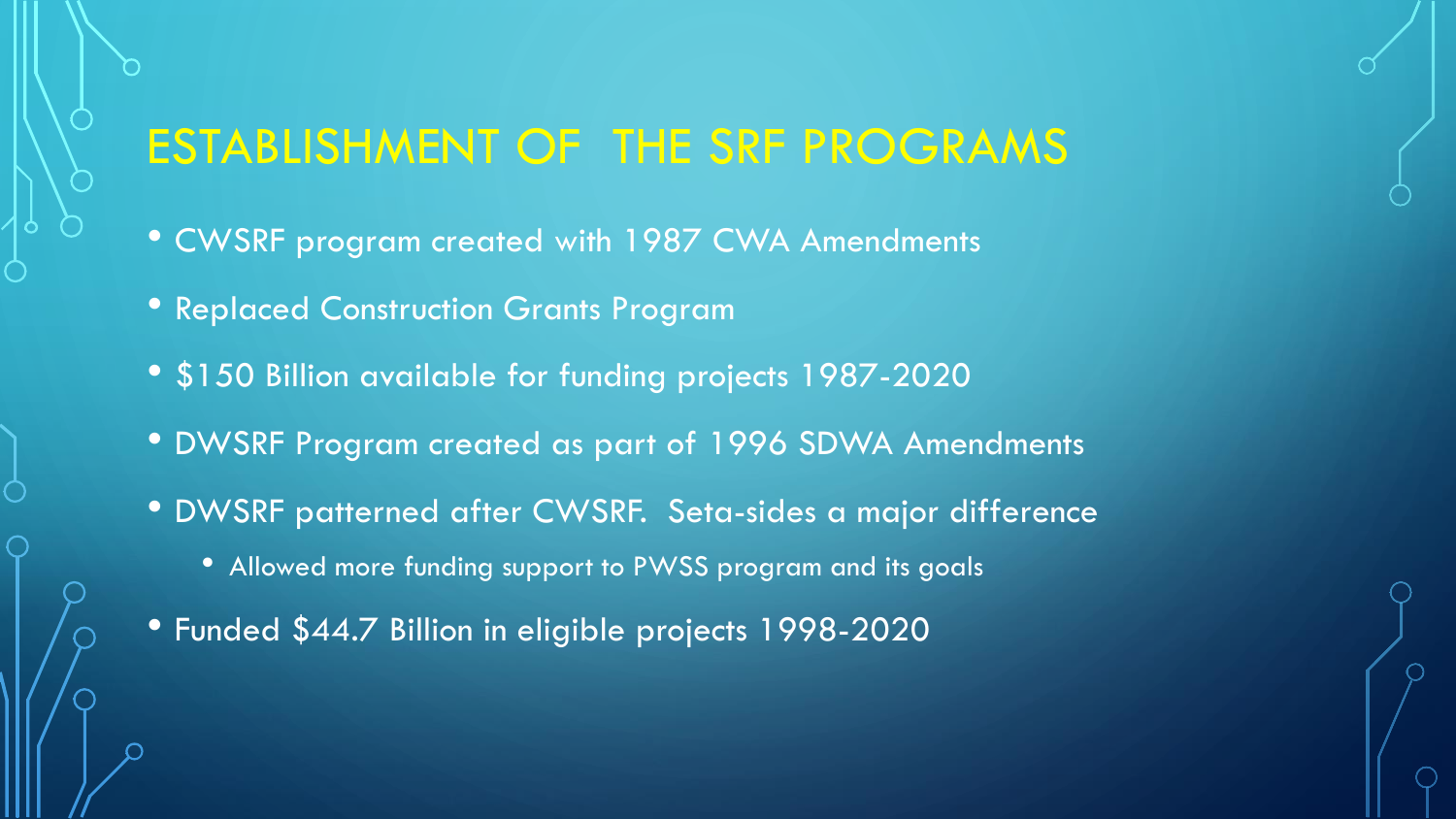# ESTABLISHMENT OF THE SRF PROGRAMS

- CWSRF program created with 1987 CWA Amendments
- Replaced Construction Grants Program
- $150 Billion available for funding projects 1987-2020
- DWSRF Program created as part of 1996 SDWA Amendments
- DWSRF patterned after CWSRF. Seta-sides a major difference
  - Allowed more funding support to PWSS program and its goals
- Funded $44.7 Billion in eligible projects 1998-2020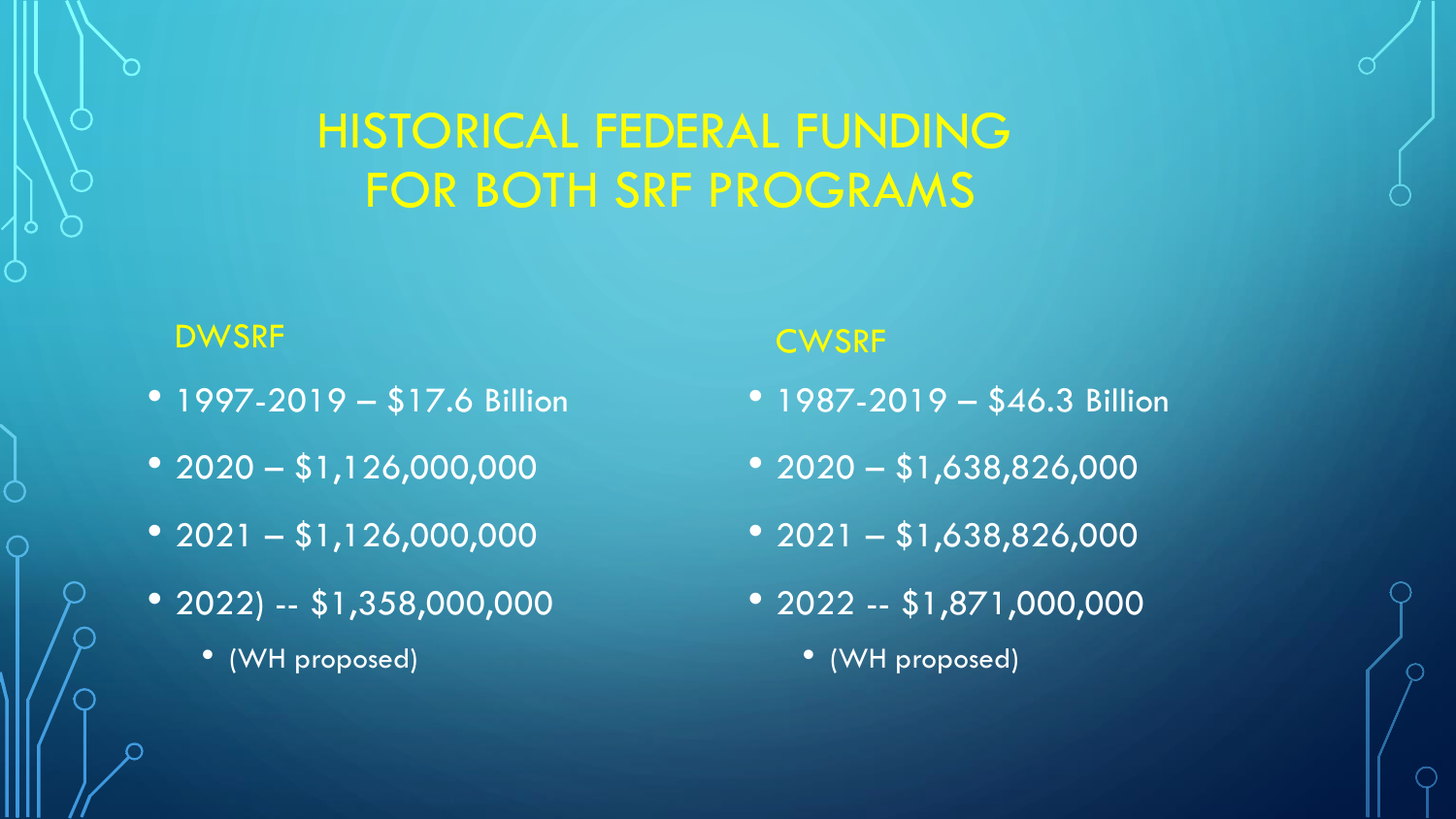# HISTORICAL FEDERAL FUNDING FOR BOTH SRF PROGRAMS

## DWSRF

- 1997-2019 – $17.6 Billion
- 2020 – $1,126,000,000
- 2021 – $1,126,000,000
- 2022) -- $1,358,000,000
  - (WH proposed)

## CWSRF

- 1987-2019 – $46.3 Billion
- 2020 – $1,638,826,000
- 2021 – $1,638,826,000
- 2022 -- $1,871,000,000
  - (WH proposed)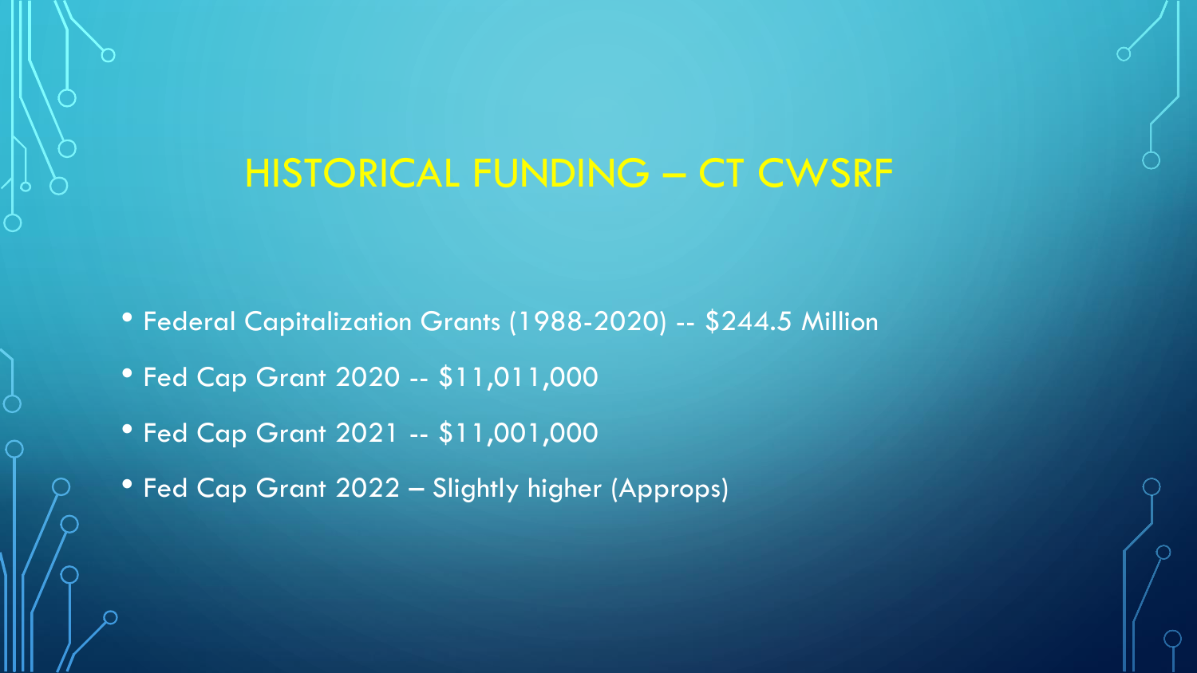# HISTORICAL FUNDING – CT CWSRF

- Federal Capitalization Grants (1988-2020) -- $244.5 Million
- Fed Cap Grant 2020 -- $11,011,000
- Fed Cap Grant 2021 -- $11,001,000
- Fed Cap Grant 2022 – Slightly higher (Approps)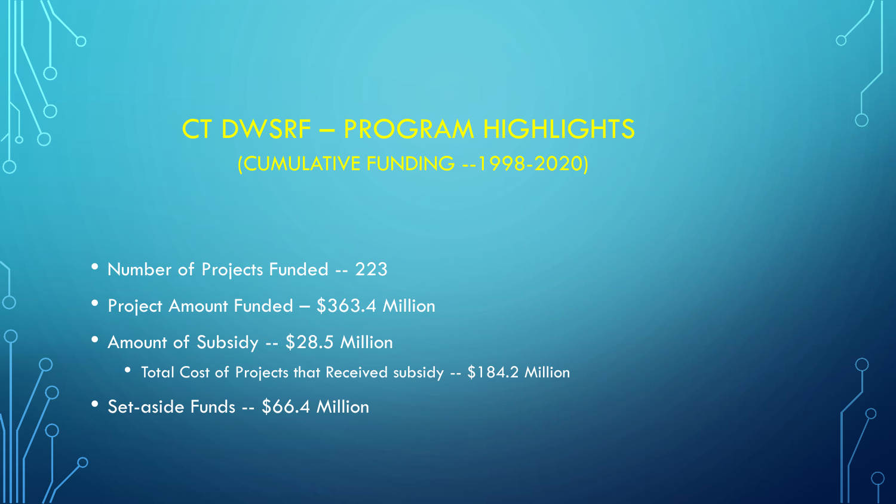# CT DWSRF – PROGRAM HIGHLIGHTS

## (CUMULATIVE FUNDING --1998-2020)

- Number of Projects Funded -- 223
- Project Amount Funded – $363.4 Million
- Amount of Subsidy -- $28.5 Million
  - Total Cost of Projects that Received subsidy -- $184.2 Million
- Set-aside Funds -- $66.4 Million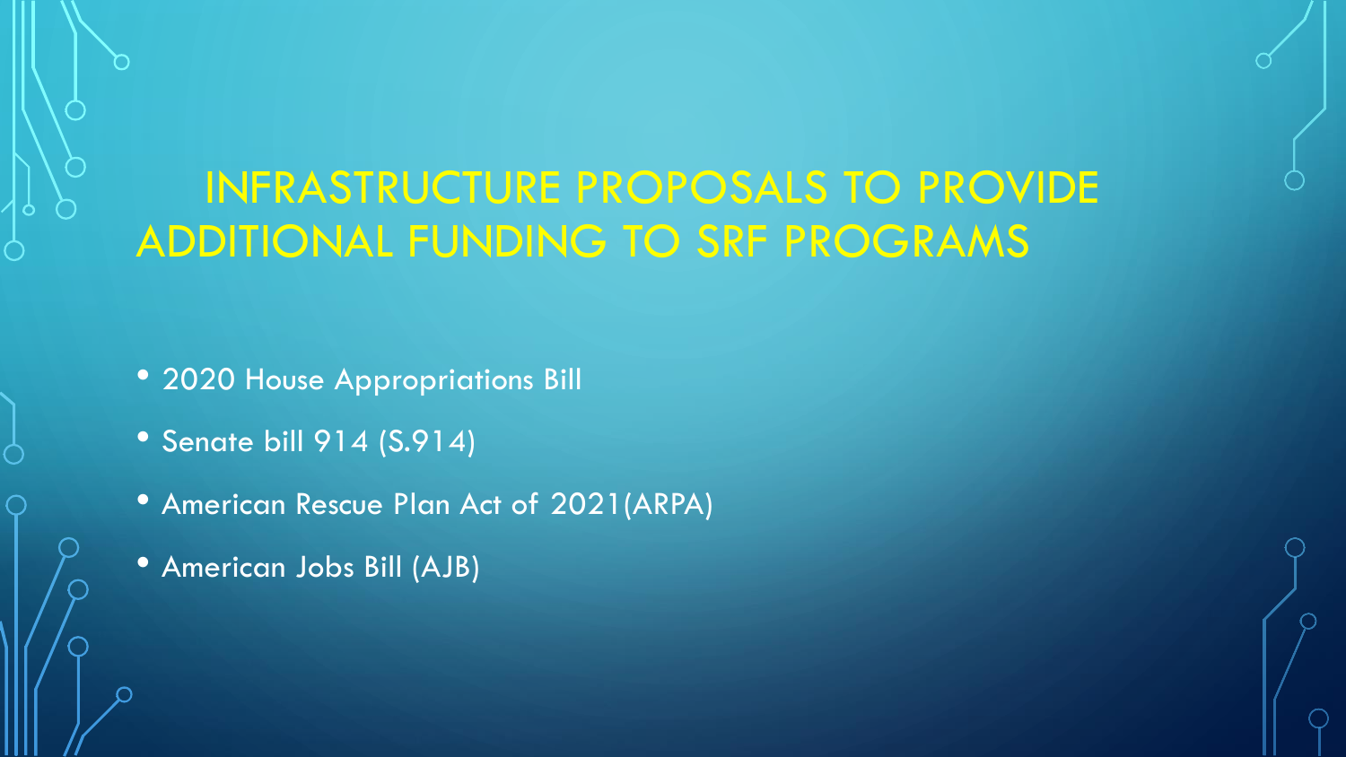# INFRASTRUCTURE PROPOSALS TO PROVIDE ADDITIONAL FUNDING TO SRF PROGRAMS

- 2020 House Appropriations Bill
- Senate bill 914 (S.914)
- American Rescue Plan Act of 2021(ARPA)
- American Jobs Bill (AJB)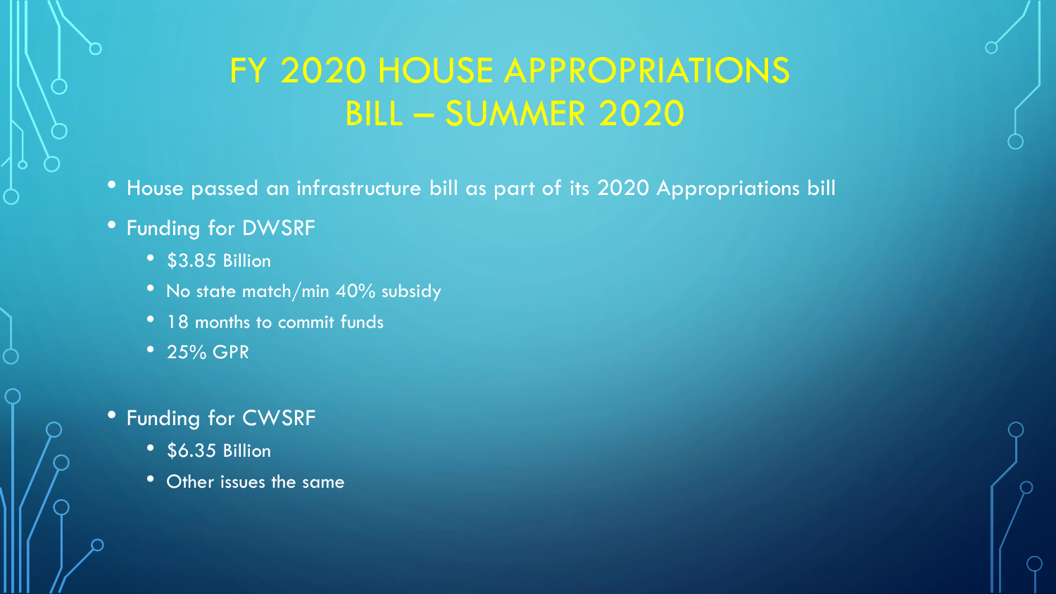# FY 2020 HOUSE APPROPRIATIONS BILL – SUMMER 2020

- House passed an infrastructure bill as part of its 2020 Appropriations bill
- Funding for DWSRF
  - $3.85 Billion
  - No state match/min 40% subsidy
  - 18 months to commit funds
  - 25% GPR
- Funding for CWSRF
  - $6.35 Billion
  - Other issues the same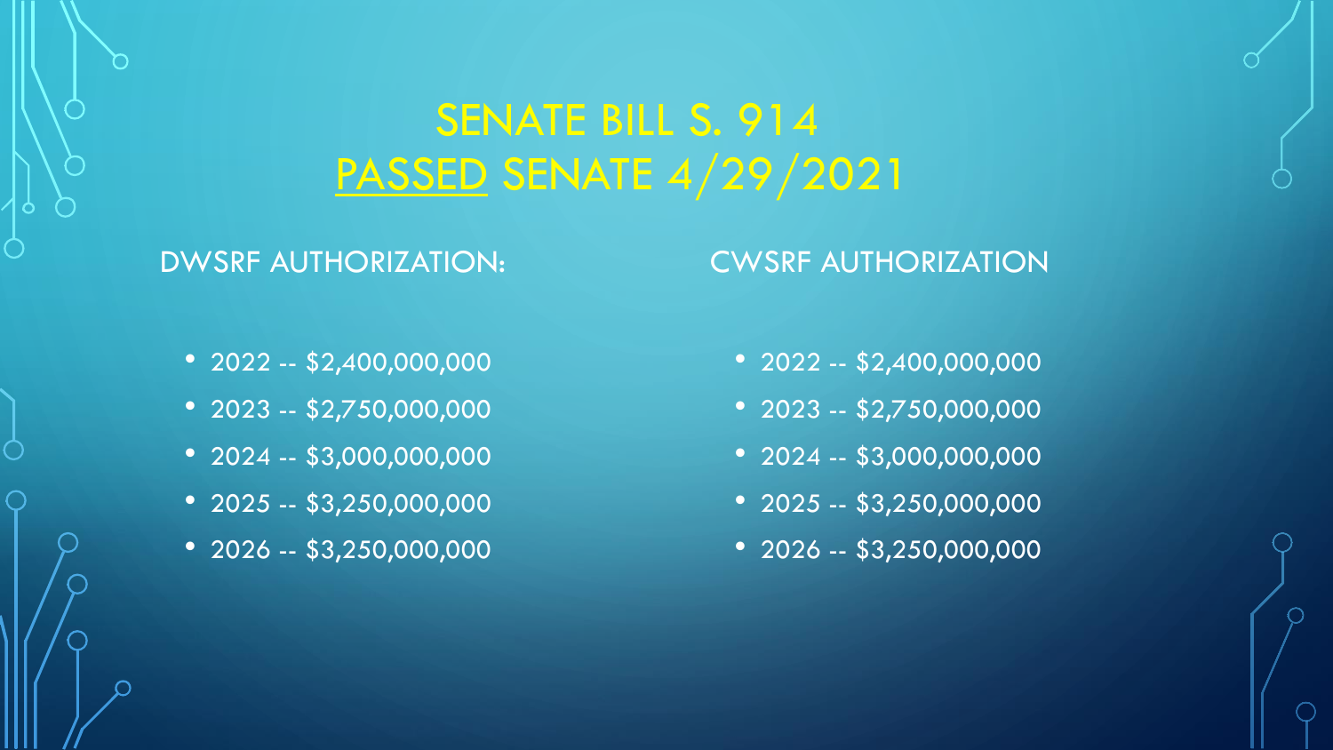# SENATE BILL S. 914
# PASSED SENATE 4/29/2021

DWSRF AUTHORIZATION:

- 2022 -- $2,400,000,000
- 2023 -- $2,750,000,000
- 2024 -- $3,000,000,000
- 2025 -- $3,250,000,000
- 2026 -- $3,250,000,000

CWSRF AUTHORIZATION

- 2022 -- $2,400,000,000
- 2023 -- $2,750,000,000
- 2024 -- $3,000,000,000
- 2025 -- $3,250,000,000
- 2026 -- $3,250,000,000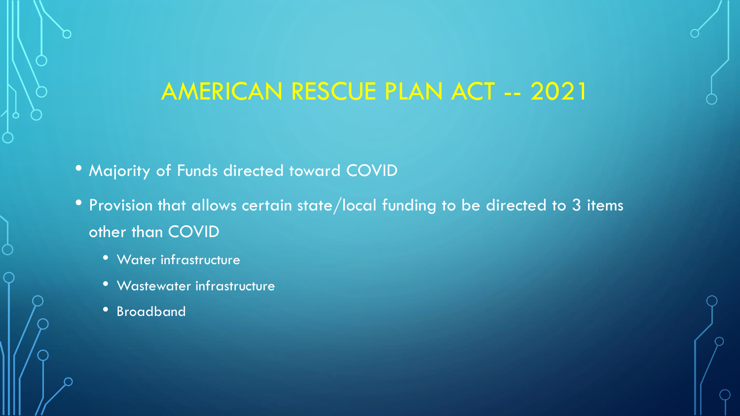# AMERICAN RESCUE PLAN ACT -- 2021

- Majority of Funds directed toward COVID
- Provision that allows certain state/local funding to be directed to 3 items other than COVID
  - Water infrastructure
  - Wastewater infrastructure
  - Broadband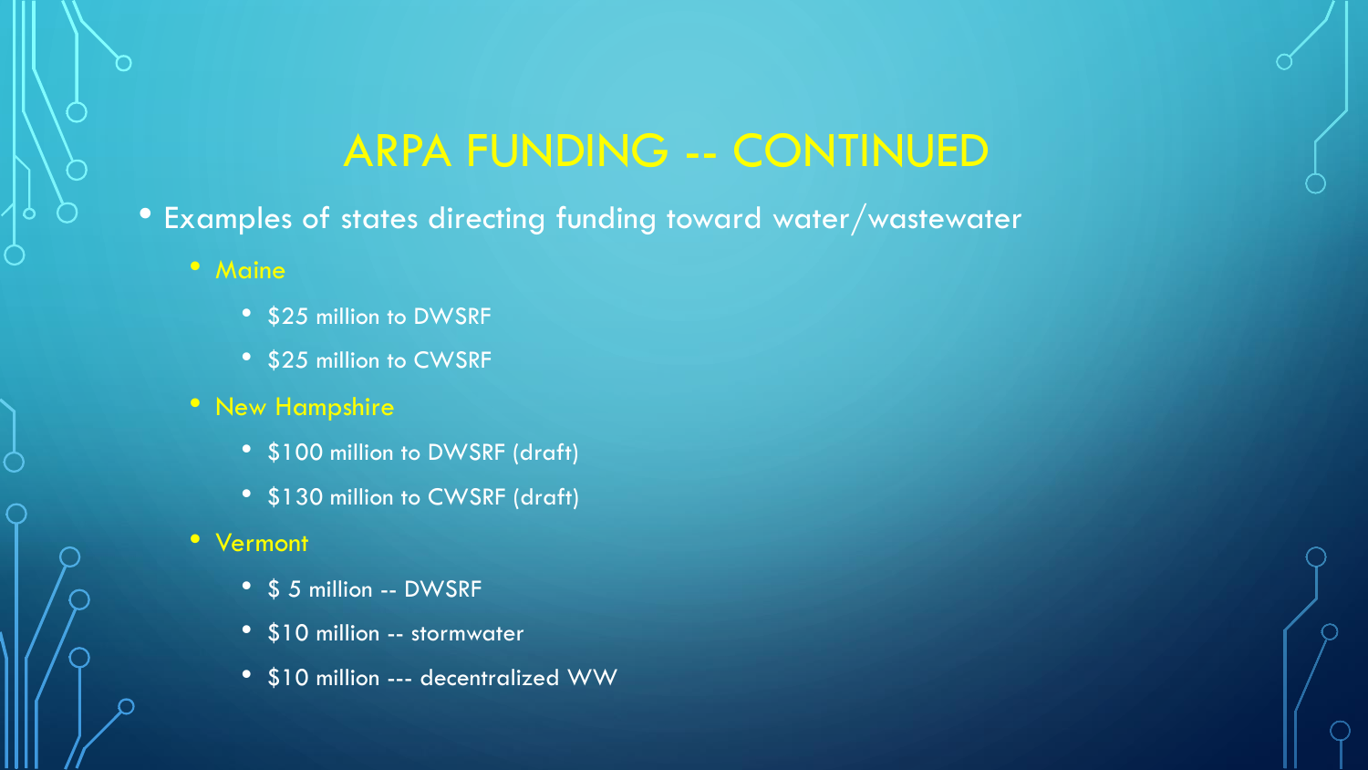# ARPA FUNDING -- CONTINUED

- Examples of states directing funding toward water/wastewater
  - Maine
    - $25 million to DWSRF
    - $25 million to CWSRF
  - New Hampshire
    - $100 million to DWSRF (draft)
    - $130 million to CWSRF (draft)
  - Vermont
    - $ 5 million -- DWSRF
    - $10 million -- stormwater
    - $10 million --- decentralized WW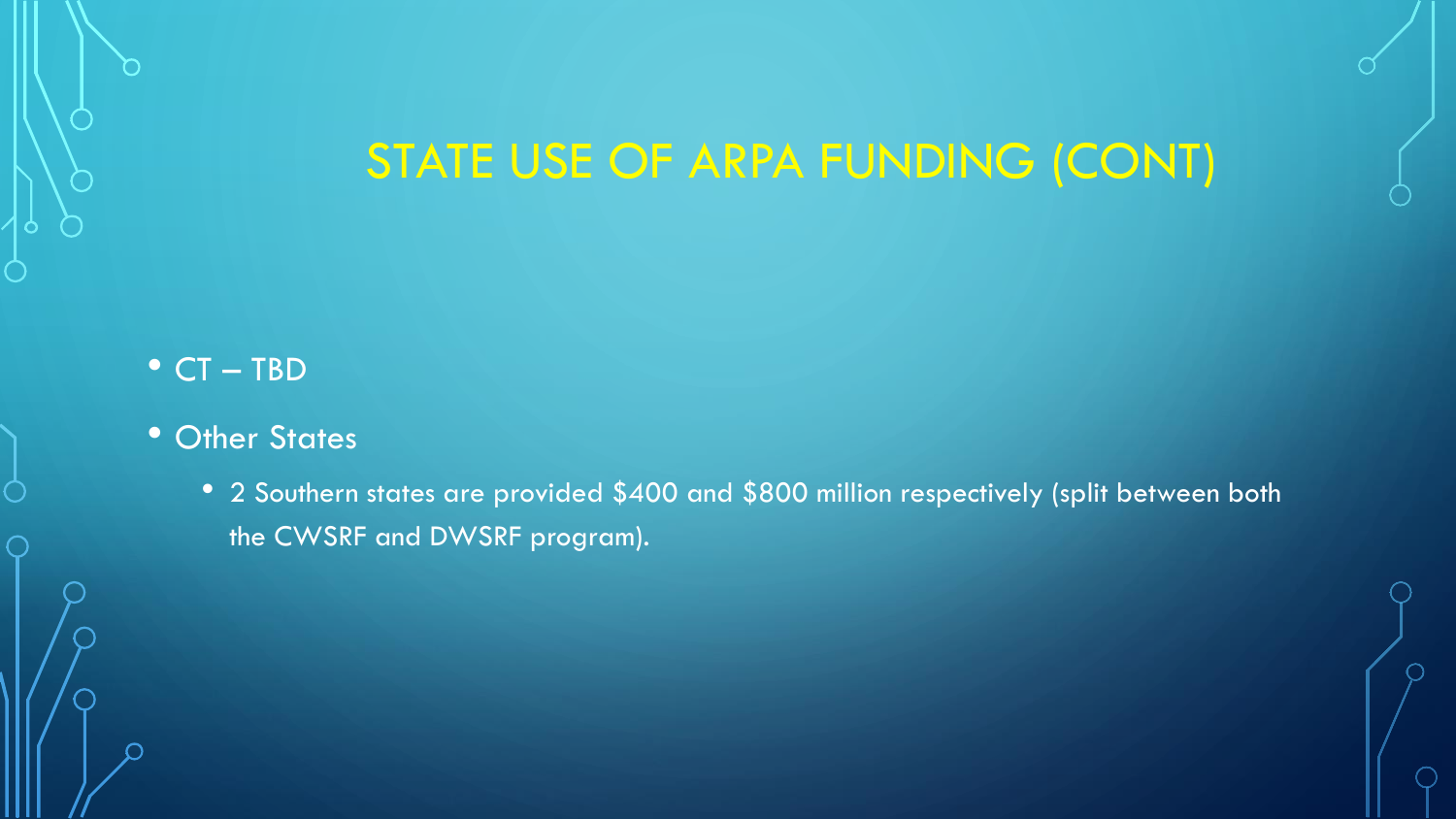# STATE USE OF ARPA FUNDING (CONT)

- CT – TBD
- Other States
  - 2 Southern states are provided $400 and $800 million respectively (split between both the CWSRF and DWSRF program).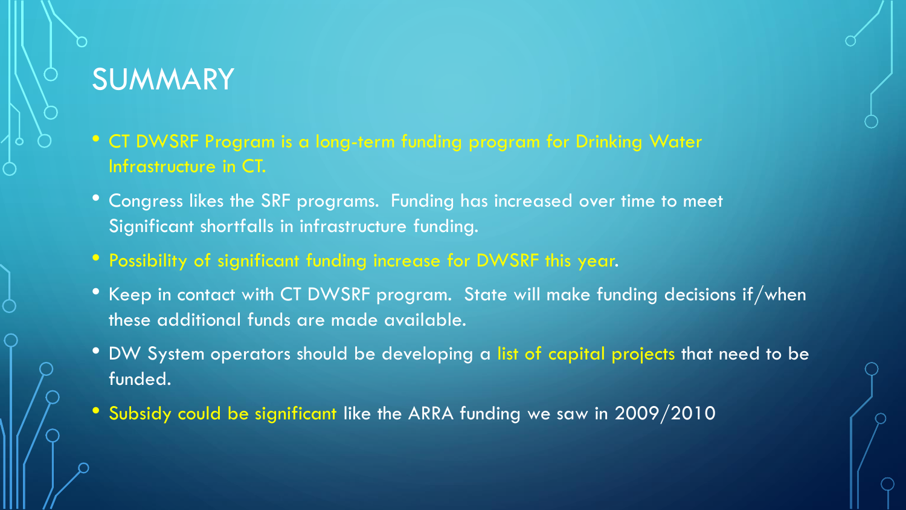# SUMMARY

- CT DWSRF Program is a long-term funding program for Drinking Water Infrastructure in CT.
- Congress likes the SRF programs.  Funding has increased over time to meet Significant shortfalls in infrastructure funding.
- Possibility of significant funding increase for DWSRF this year.
- Keep in contact with CT DWSRF program.  State will make funding decisions if/when these additional funds are made available.
- DW System operators should be developing a list of capital projects that need to be funded.
- Subsidy could be significant like the ARRA funding we saw in 2009/2010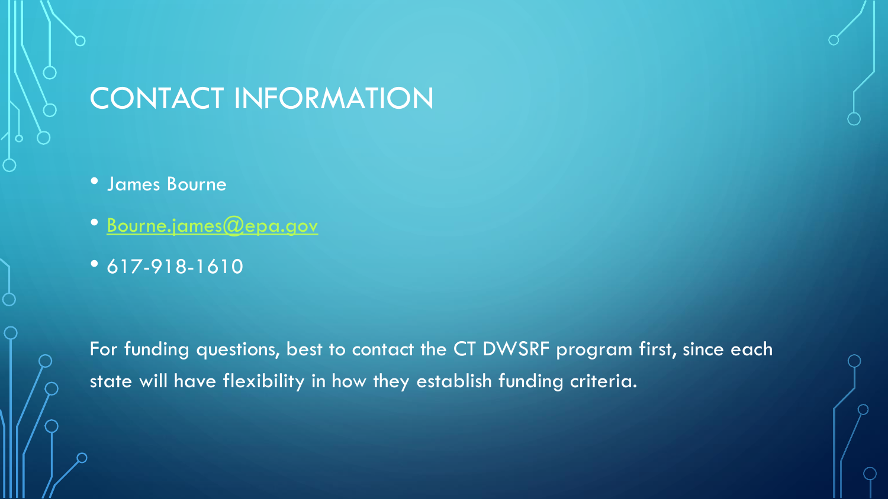# CONTACT INFORMATION

- James Bourne
- Bourne.james@epa.gov
- 617-918-1610

For funding questions, best to contact the CT DWSRF program first, since each state will have flexibility in how they establish funding criteria.